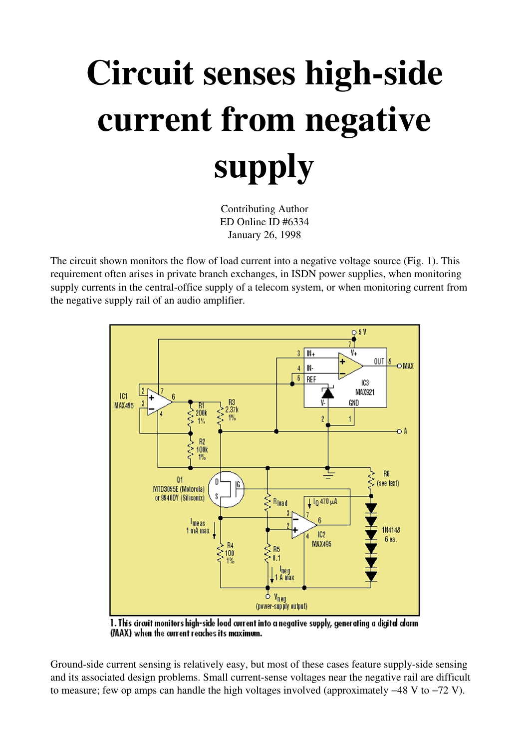# Circuit senses high-side current from negative supply

Contributing Author
ED Online ID #6334
January 26, 1998

The circuit shown monitors the flow of load current into a negative voltage source (Fig. 1). This requirement often arises in private branch exchanges, in ISDN power supplies, when monitoring supply currents in the central-office supply of a telecom system, or when monitoring current from the negative supply rail of an audio amplifier.

1. This circuit monitors high-side load current into a negative supply, generating a digital alarm (MAX) when the current reaches its maximum.

Ground-side current sensing is relatively easy, but most of these cases feature supply-side sensing and its associated design problems. Small current-sense voltages near the negative rail are difficult to measure; few op amps can handle the high voltages involved (approximately −48 V to −72 V).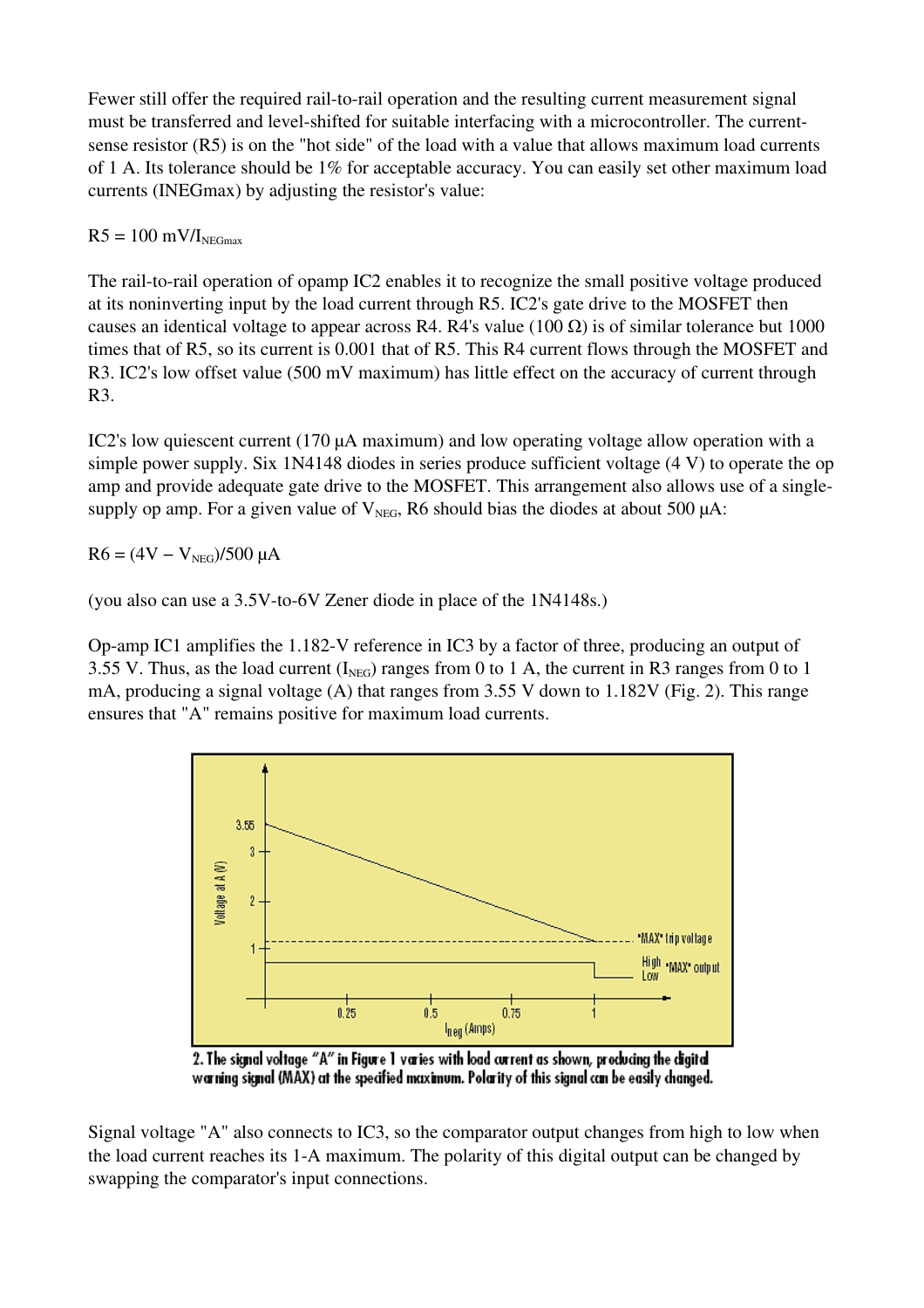Fewer still offer the required rail-to-rail operation and the resulting current measurement signal must be transferred and level-shifted for suitable interfacing with a microcontroller. The current-sense resistor (R5) is on the "hot side" of the load with a value that allows maximum load currents of 1 A. Its tolerance should be 1% for acceptable accuracy. You can easily set other maximum load currents (INEGmax) by adjusting the resistor's value:

$R5 = 100 \text{ mV}/I_{NEGmax}$

The rail-to-rail operation of opamp IC2 enables it to recognize the small positive voltage produced at its noninverting input by the load current through R5. IC2's gate drive to the MOSFET then causes an identical voltage to appear across R4. R4's value (100 Ω) is of similar tolerance but 1000 times that of R5, so its current is 0.001 that of R5. This R4 current flows through the MOSFET and R3. IC2's low offset value (500 mV maximum) has little effect on the accuracy of current through R3.

IC2's low quiescent current (170 µA maximum) and low operating voltage allow operation with a simple power supply. Six 1N4148 diodes in series produce sufficient voltage (4 V) to operate the op amp and provide adequate gate drive to the MOSFET. This arrangement also allows use of a single-supply op amp. For a given value of $V_{NEG}$, R6 should bias the diodes at about 500 µA:

$R6 = (4\text{V} - V_{NEG})/500 \text{ µA}$

(you also can use a 3.5V-to-6V Zener diode in place of the 1N4148s.)

Op-amp IC1 amplifies the 1.182-V reference in IC3 by a factor of three, producing an output of 3.55 V. Thus, as the load current ($I_{NEG}$) ranges from 0 to 1 A, the current in R3 ranges from 0 to 1 mA, producing a signal voltage (A) that ranges from 3.55 V down to 1.182V (Fig. 2). This range ensures that "A" remains positive for maximum load currents.

Voltage at A (V)
3.55
3
2
1
"MAX" trip voltage
High
Low
"MAX" output
0.25
0.5
0.75
1
$I_{neg}$ (Amps)

**2. The signal voltage "A" in Figure 1 varies with load current as shown, producing the digital warning signal (MAX) at the specified maximum. Polarity of this signal can be easily changed.**

Signal voltage "A" also connects to IC3, so the comparator output changes from high to low when the load current reaches its 1-A maximum. The polarity of this digital output can be changed by swapping the comparator's input connections.